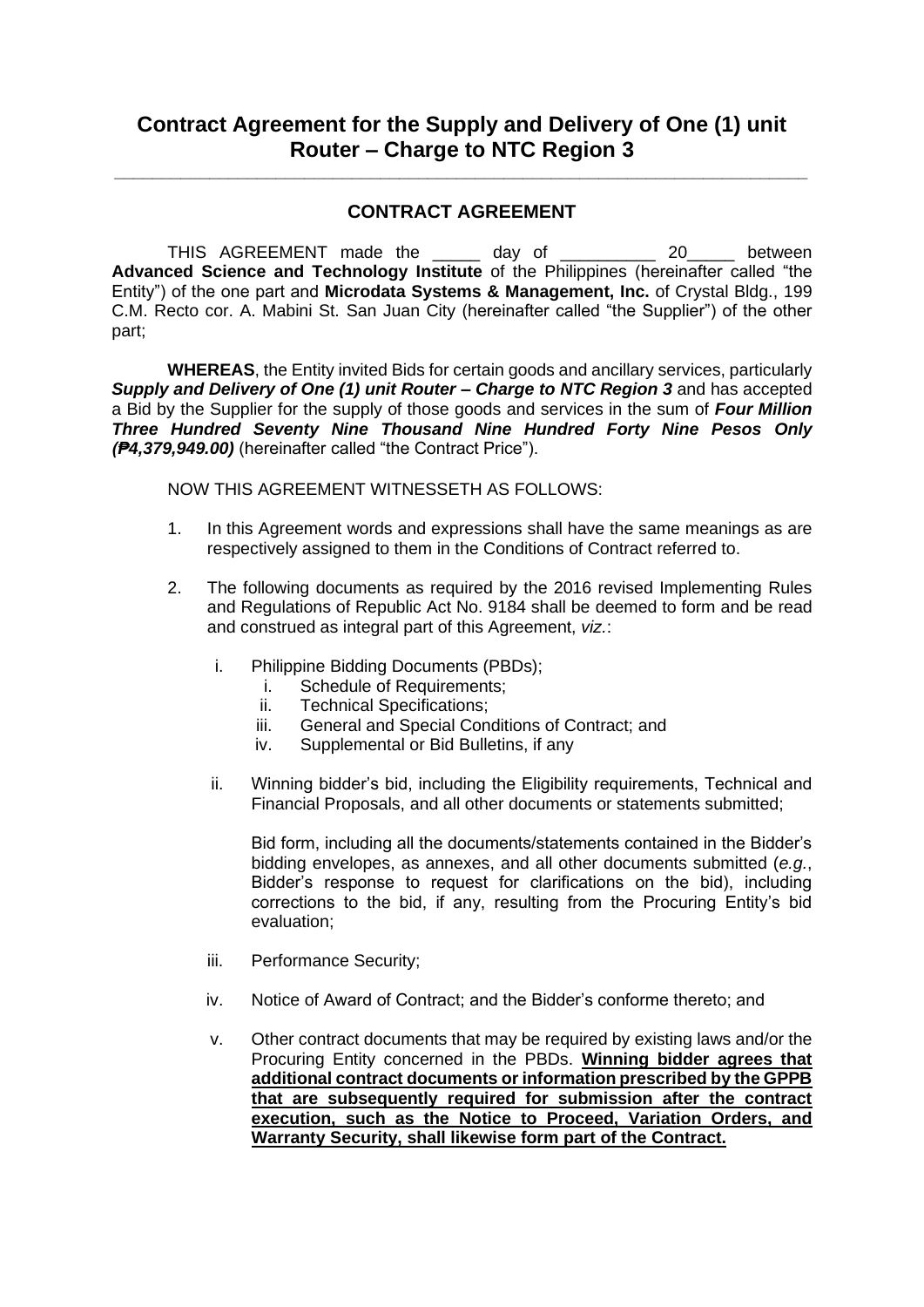# Contract Agreement for the Supply and Delivery of One (1) unit Router – Charge to NTC Region 3

## CONTRACT AGREEMENT

THIS AGREEMENT made the _____ day of __________ 20_____ between **Advanced Science and Technology Institute** of the Philippines (hereinafter called "the Entity") of the one part and **Microdata Systems & Management, Inc.** of Crystal Bldg., 199 C.M. Recto cor. A. Mabini St. San Juan City (hereinafter called "the Supplier") of the other part;

**WHEREAS**, the Entity invited Bids for certain goods and ancillary services, particularly ***Supply and Delivery of One (1) unit Router – Charge to NTC Region 3*** and has accepted a Bid by the Supplier for the supply of those goods and services in the sum of ***Four Million Three Hundred Seventy Nine Thousand Nine Hundred Forty Nine Pesos Only (₱4,379,949.00)*** (hereinafter called "the Contract Price").

NOW THIS AGREEMENT WITNESSETH AS FOLLOWS:

1. In this Agreement words and expressions shall have the same meanings as are respectively assigned to them in the Conditions of Contract referred to.

2. The following documents as required by the 2016 revised Implementing Rules and Regulations of Republic Act No. 9184 shall be deemed to form and be read and construed as integral part of this Agreement, *viz.*:

   i. Philippine Bidding Documents (PBDs);
      i. Schedule of Requirements;
      ii. Technical Specifications;
      iii. General and Special Conditions of Contract; and
      iv. Supplemental or Bid Bulletins, if any

   ii. Winning bidder's bid, including the Eligibility requirements, Technical and Financial Proposals, and all other documents or statements submitted;

      Bid form, including all the documents/statements contained in the Bidder's bidding envelopes, as annexes, and all other documents submitted (*e.g.*, Bidder's response to request for clarifications on the bid), including corrections to the bid, if any, resulting from the Procuring Entity's bid evaluation;

   iii. Performance Security;

   iv. Notice of Award of Contract; and the Bidder's conforme thereto; and

   v. Other contract documents that may be required by existing laws and/or the Procuring Entity concerned in the PBDs. **Winning bidder agrees that additional contract documents or information prescribed by the GPPB that are subsequently required for submission after the contract execution, such as the Notice to Proceed, Variation Orders, and Warranty Security, shall likewise form part of the Contract.**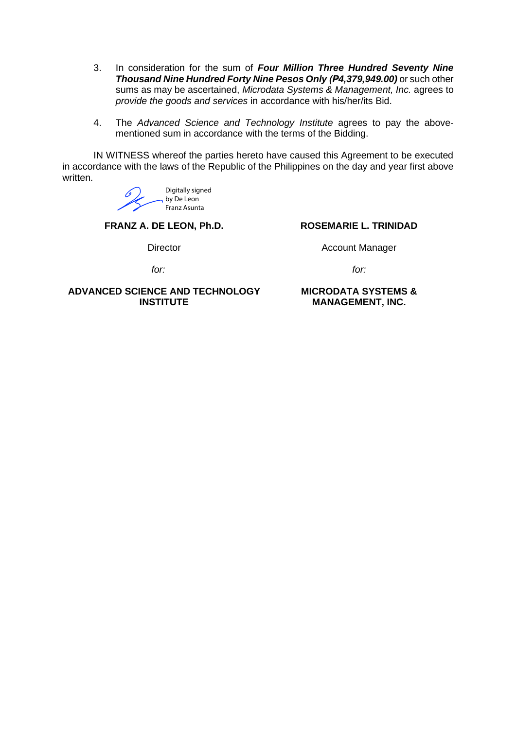3. In consideration for the sum of ***Four Million Three Hundred Seventy Nine Thousand Nine Hundred Forty Nine Pesos Only (₱4,379,949.00)*** or such other sums as may be ascertained, *Microdata Systems & Management, Inc.* agrees to *provide the goods and services* in accordance with his/her/its Bid.

4. The *Advanced Science and Technology Institute* agrees to pay the above-mentioned sum in accordance with the terms of the Bidding.

IN WITNESS whereof the parties hereto have caused this Agreement to be executed in accordance with the laws of the Republic of the Philippines on the day and year first above written.

Digitally signed by De Leon Franz Asunta

| | |
|---|---|
| **FRANZ A. DE LEON, Ph.D.** | **ROSEMARIE L. TRINIDAD** |
| Director | Account Manager |
| *for:* | *for:* |
| **ADVANCED SCIENCE AND TECHNOLOGY INSTITUTE** | **MICRODATA SYSTEMS & MANAGEMENT, INC.** |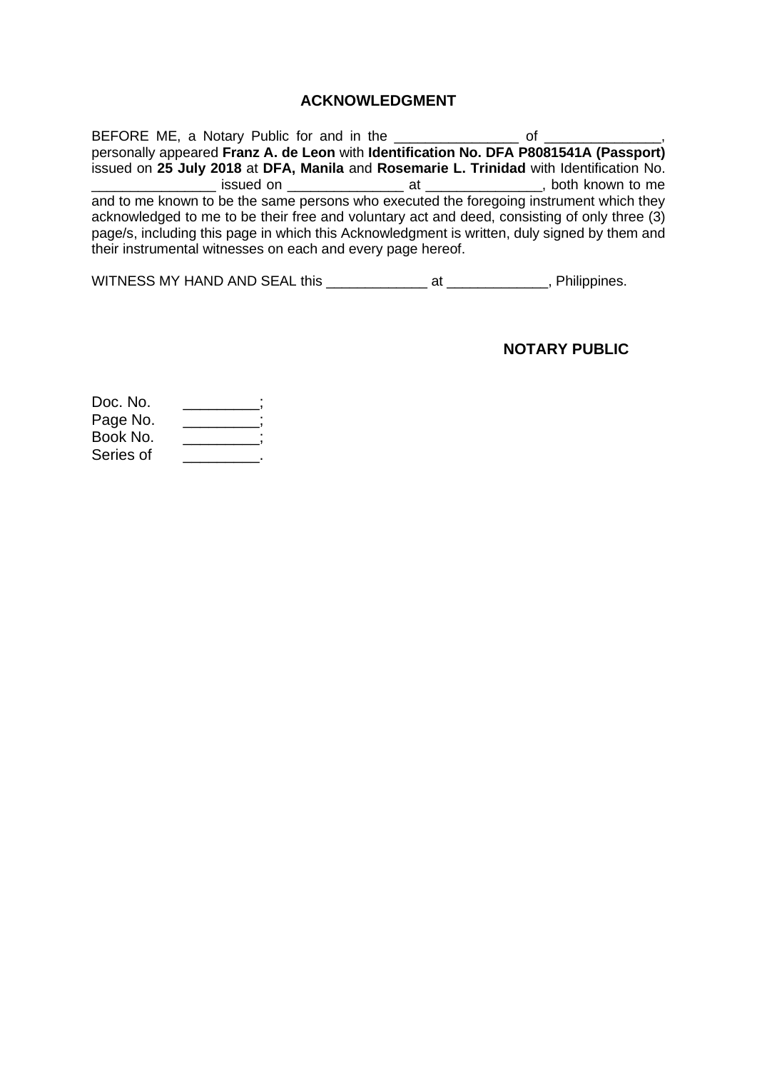## ACKNOWLEDGMENT

BEFORE ME, a Notary Public for and in the ________________ of _______________, personally appeared **Franz A. de Leon** with **Identification No. DFA P8081541A (Passport)** issued on **25 July 2018** at **DFA, Manila** and **Rosemarie L. Trinidad** with Identification No. ________________ issued on _______________ at _______________, both known to me and to me known to be the same persons who executed the foregoing instrument which they acknowledged to me to be their free and voluntary act and deed, consisting of only three (3) page/s, including this page in which this Acknowledgment is written, duly signed by them and their instrumental witnesses on each and every page hereof.

WITNESS MY HAND AND SEAL this _____________ at _____________, Philippines.

**NOTARY PUBLIC**

Doc. No. _________;
Page No. _________;
Book No. _________;
Series of _________.